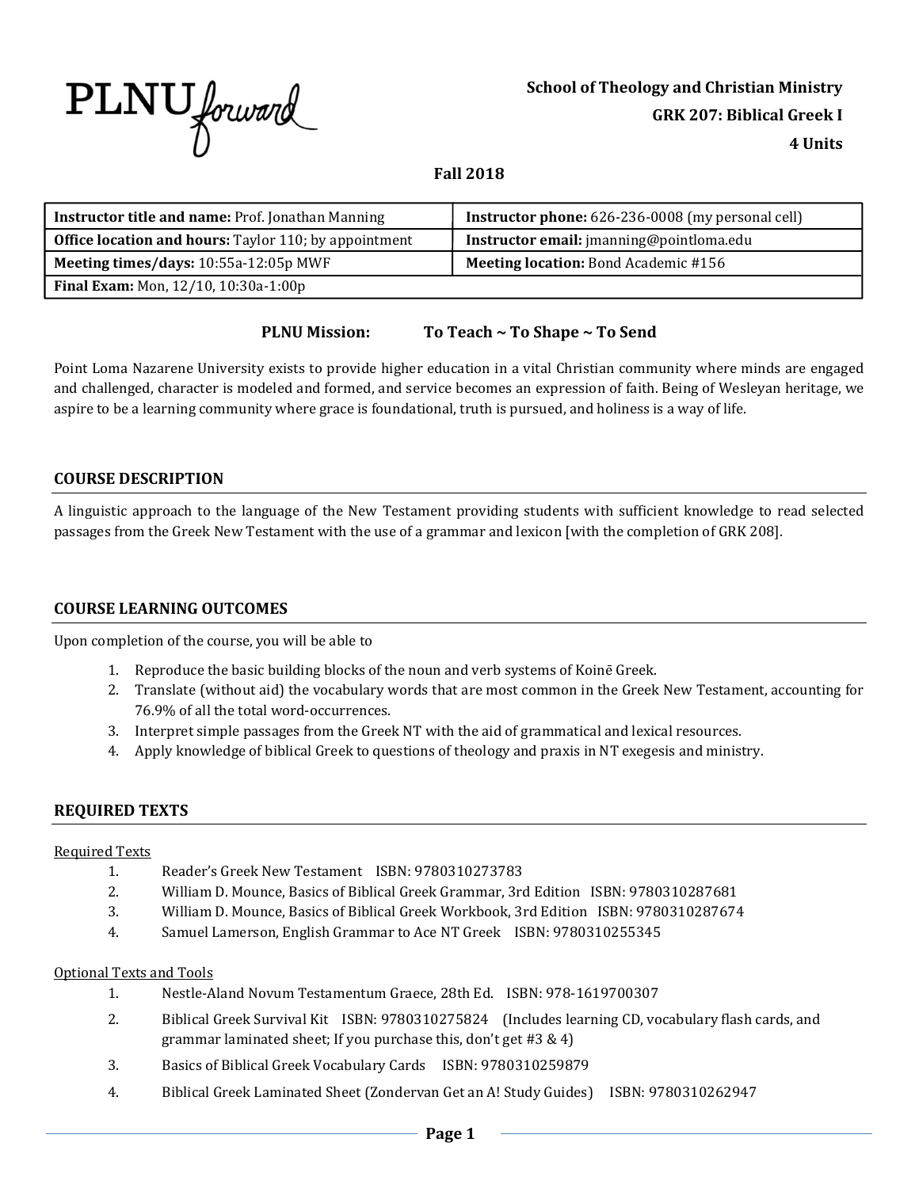PLNU forward

**School of Theology and Christian Ministry**
**GRK 207: Biblical Greek I**
**4 Units**

**Fall 2018**

| **Instructor title and name:** Prof. Jonathan Manning | **Instructor phone:** 626-236-0008 (my personal cell) |
|---|---|
| **Office location and hours:** Taylor 110; by appointment | **Instructor email:** jmanning@pointloma.edu |
| **Meeting times/days:** 10:55a-12:05p MWF | **Meeting location:** Bond Academic #156 |
| **Final Exam:** Mon, 12/10, 10:30a-1:00p | |

**PLNU Mission: To Teach ~ To Shape ~ To Send**

Point Loma Nazarene University exists to provide higher education in a vital Christian community where minds are engaged and challenged, character is modeled and formed, and service becomes an expression of faith. Being of Wesleyan heritage, we aspire to be a learning community where grace is foundational, truth is pursued, and holiness is a way of life.

## COURSE DESCRIPTION

A linguistic approach to the language of the New Testament providing students with sufficient knowledge to read selected passages from the Greek New Testament with the use of a grammar and lexicon [with the completion of GRK 208].

## COURSE LEARNING OUTCOMES

Upon completion of the course, you will be able to

1. Reproduce the basic building blocks of the noun and verb systems of Koinē Greek.
2. Translate (without aid) the vocabulary words that are most common in the Greek New Testament, accounting for 76.9% of all the total word-occurrences.
3. Interpret simple passages from the Greek NT with the aid of grammatical and lexical resources.
4. Apply knowledge of biblical Greek to questions of theology and praxis in NT exegesis and ministry.

## REQUIRED TEXTS

Required Texts

1. Reader's Greek New Testament ISBN: 9780310273783
2. William D. Mounce, Basics of Biblical Greek Grammar, 3rd Edition ISBN: 9780310287681
3. William D. Mounce, Basics of Biblical Greek Workbook, 3rd Edition ISBN: 9780310287674
4. Samuel Lamerson, English Grammar to Ace NT Greek ISBN: 9780310255345

Optional Texts and Tools

1. Nestle-Aland Novum Testamentum Graece, 28th Ed. ISBN: 978-1619700307
2. Biblical Greek Survival Kit ISBN: 9780310275824 (Includes learning CD, vocabulary flash cards, and grammar laminated sheet; If you purchase this, don't get #3 & 4)
3. Basics of Biblical Greek Vocabulary Cards ISBN: 9780310259879
4. Biblical Greek Laminated Sheet (Zondervan Get an A! Study Guides) ISBN: 9780310262947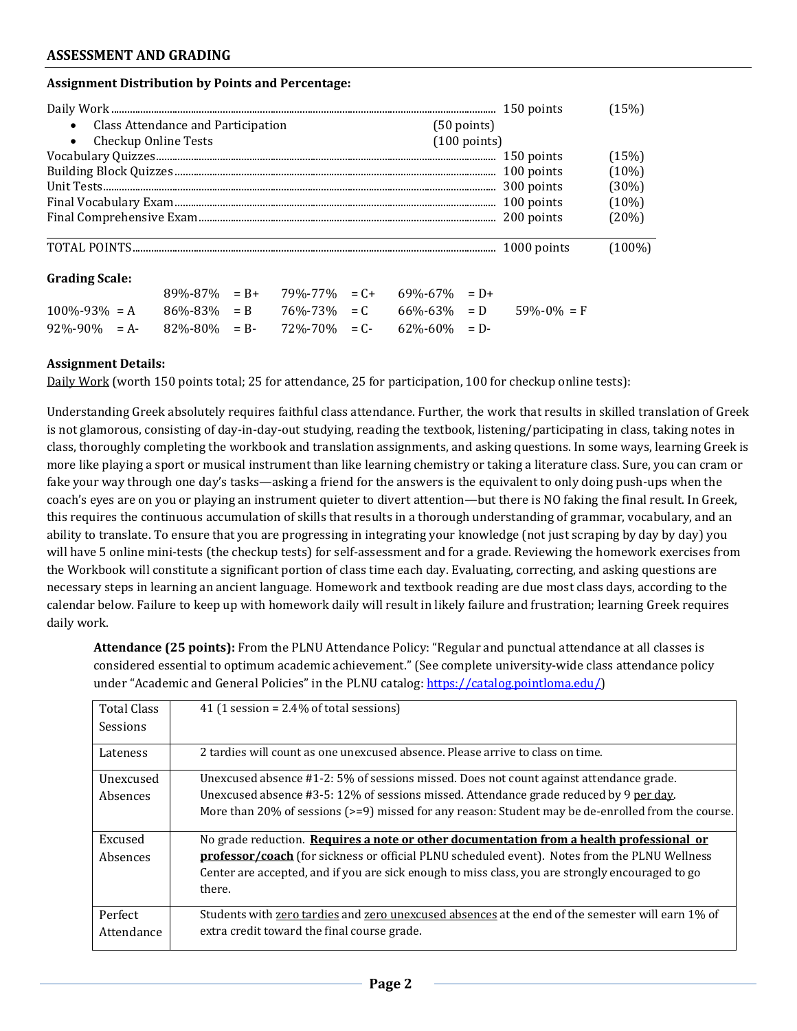## ASSESSMENT AND GRADING

**Assignment Distribution by Points and Percentage:**

| | | | |
|---|---|---|---|
| Daily Work | | 150 points | (15%) |
| • Class Attendance and Participation | (50 points) | | |
| • Checkup Online Tests | (100 points) | | |
| Vocabulary Quizzes | | 150 points | (15%) |
| Building Block Quizzes | | 100 points | (10%) |
| Unit Tests | | 300 points | (30%) |
| Final Vocabulary Exam | | 100 points | (10%) |
| Final Comprehensive Exam | | 200 points | (20%) |
| TOTAL POINTS | | 1000 points | (100%) |

**Grading Scale:**

| | | | | |
|---|---|---|---|---|
| | 89%-87% = B+ | 79%-77% = C+ | 69%-67% = D+ | |
| 100%-93% = A | 86%-83% = B | 76%-73% = C | 66%-63% = D | 59%-0% = F |
| 92%-90% = A- | 82%-80% = B- | 72%-70% = C- | 62%-60% = D- | |

**Assignment Details:**

Daily Work (worth 150 points total; 25 for attendance, 25 for participation, 100 for checkup online tests):

Understanding Greek absolutely requires faithful class attendance. Further, the work that results in skilled translation of Greek is not glamorous, consisting of day-in-day-out studying, reading the textbook, listening/participating in class, taking notes in class, thoroughly completing the workbook and translation assignments, and asking questions. In some ways, learning Greek is more like playing a sport or musical instrument than like learning chemistry or taking a literature class. Sure, you can cram or fake your way through one day's tasks—asking a friend for the answers is the equivalent to only doing push-ups when the coach's eyes are on you or playing an instrument quieter to divert attention—but there is NO faking the final result. In Greek, this requires the continuous accumulation of skills that results in a thorough understanding of grammar, vocabulary, and an ability to translate. To ensure that you are progressing in integrating your knowledge (not just scraping by day by day) you will have 5 online mini-tests (the checkup tests) for self-assessment and for a grade. Reviewing the homework exercises from the Workbook will constitute a significant portion of class time each day. Evaluating, correcting, and asking questions are necessary steps in learning an ancient language. Homework and textbook reading are due most class days, according to the calendar below. Failure to keep up with homework daily will result in likely failure and frustration; learning Greek requires daily work.

**Attendance (25 points):** From the PLNU Attendance Policy: "Regular and punctual attendance at all classes is considered essential to optimum academic achievement." (See complete university-wide class attendance policy under "Academic and General Policies" in the PLNU catalog: https://catalog.pointloma.edu/)

| | |
|---|---|
| Total Class Sessions | 41 (1 session = 2.4% of total sessions) |
| Lateness | 2 tardies will count as one unexcused absence. Please arrive to class on time. |
| Unexcused Absences | Unexcused absence #1-2: 5% of sessions missed. Does not count against attendance grade.<br>Unexcused absence #3-5: 12% of sessions missed. Attendance grade reduced by 9 per day.<br>More than 20% of sessions (>=9) missed for any reason: Student may be de-enrolled from the course. |
| Excused Absences | No grade reduction. **Requires a note or other documentation from a health professional or professor/coach** (for sickness or official PLNU scheduled event). Notes from the PLNU Wellness Center are accepted, and if you are sick enough to miss class, you are strongly encouraged to go there. |
| Perfect Attendance | Students with zero tardies and zero unexcused absences at the end of the semester will earn 1% of extra credit toward the final course grade. |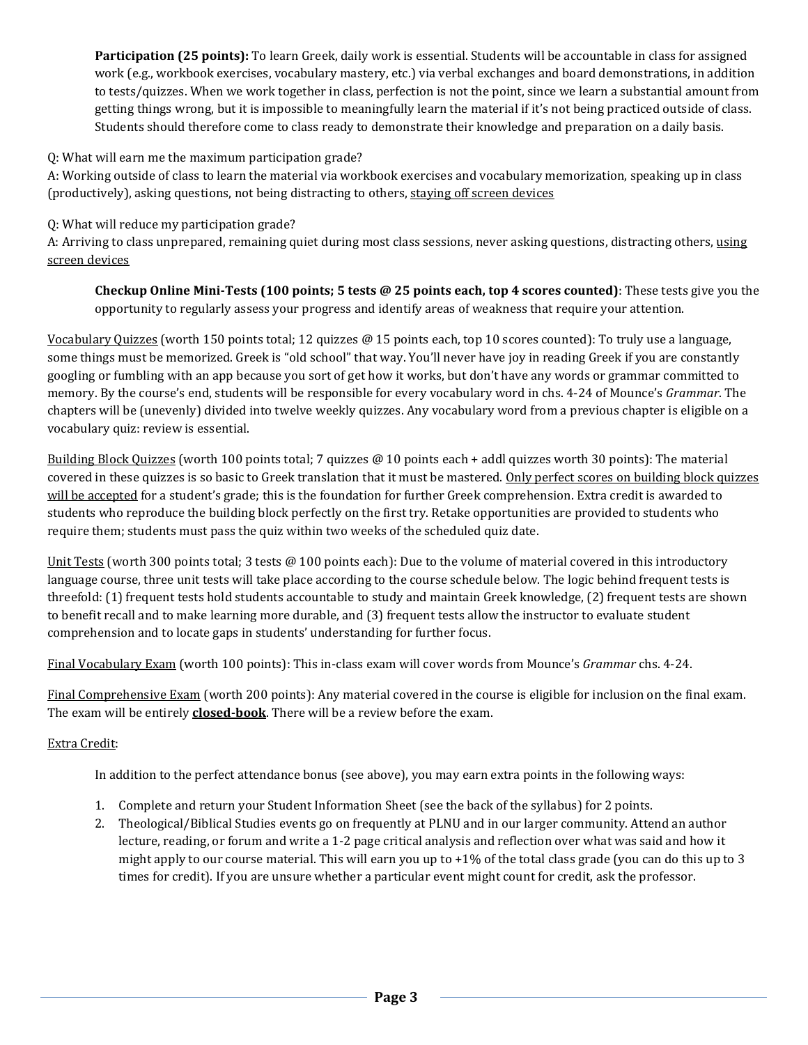**Participation (25 points):** To learn Greek, daily work is essential. Students will be accountable in class for assigned work (e.g., workbook exercises, vocabulary mastery, etc.) via verbal exchanges and board demonstrations, in addition to tests/quizzes. When we work together in class, perfection is not the point, since we learn a substantial amount from getting things wrong, but it is impossible to meaningfully learn the material if it's not being practiced outside of class. Students should therefore come to class ready to demonstrate their knowledge and preparation on a daily basis.

Q: What will earn me the maximum participation grade?
A: Working outside of class to learn the material via workbook exercises and vocabulary memorization, speaking up in class (productively), asking questions, not being distracting to others, <u>staying off screen devices</u>

Q: What will reduce my participation grade?
A: Arriving to class unprepared, remaining quiet during most class sessions, never asking questions, distracting others, <u>using screen devices</u>

**Checkup Online Mini-Tests (100 points; 5 tests @ 25 points each, top 4 scores counted)**: These tests give you the opportunity to regularly assess your progress and identify areas of weakness that require your attention.

<u>Vocabulary Quizzes</u> (worth 150 points total; 12 quizzes @ 15 points each, top 10 scores counted): To truly use a language, some things must be memorized. Greek is "old school" that way. You'll never have joy in reading Greek if you are constantly googling or fumbling with an app because you sort of get how it works, but don't have any words or grammar committed to memory. By the course's end, students will be responsible for every vocabulary word in chs. 4-24 of Mounce's *Grammar*. The chapters will be (unevenly) divided into twelve weekly quizzes. Any vocabulary word from a previous chapter is eligible on a vocabulary quiz: review is essential.

<u>Building Block Quizzes</u> (worth 100 points total; 7 quizzes @ 10 points each + addl quizzes worth 30 points): The material covered in these quizzes is so basic to Greek translation that it must be mastered. <u>Only perfect scores on building block quizzes will be accepted</u> for a student's grade; this is the foundation for further Greek comprehension. Extra credit is awarded to students who reproduce the building block perfectly on the first try. Retake opportunities are provided to students who require them; students must pass the quiz within two weeks of the scheduled quiz date.

<u>Unit Tests</u> (worth 300 points total; 3 tests @ 100 points each): Due to the volume of material covered in this introductory language course, three unit tests will take place according to the course schedule below. The logic behind frequent tests is threefold: (1) frequent tests hold students accountable to study and maintain Greek knowledge, (2) frequent tests are shown to benefit recall and to make learning more durable, and (3) frequent tests allow the instructor to evaluate student comprehension and to locate gaps in students' understanding for further focus.

<u>Final Vocabulary Exam</u> (worth 100 points): This in-class exam will cover words from Mounce's *Grammar* chs. 4-24.

<u>Final Comprehensive Exam</u> (worth 200 points): Any material covered in the course is eligible for inclusion on the final exam. The exam will be entirely <u>**closed-book**</u>. There will be a review before the exam.

<u>Extra Credit</u>:

In addition to the perfect attendance bonus (see above), you may earn extra points in the following ways:

1. Complete and return your Student Information Sheet (see the back of the syllabus) for 2 points.
2. Theological/Biblical Studies events go on frequently at PLNU and in our larger community. Attend an author lecture, reading, or forum and write a 1-2 page critical analysis and reflection over what was said and how it might apply to our course material. This will earn you up to +1% of the total class grade (you can do this up to 3 times for credit). If you are unsure whether a particular event might count for credit, ask the professor.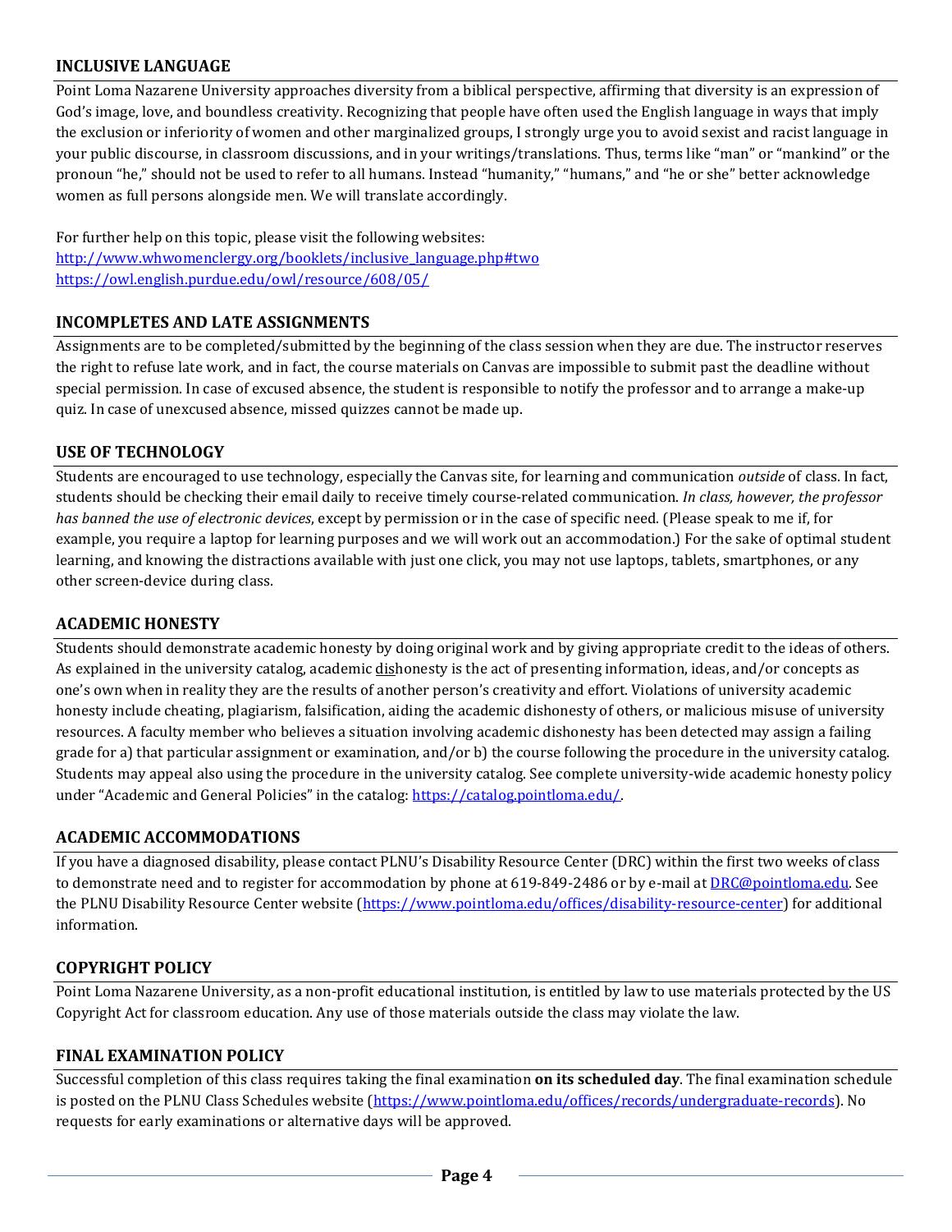## INCLUSIVE LANGUAGE

Point Loma Nazarene University approaches diversity from a biblical perspective, affirming that diversity is an expression of God's image, love, and boundless creativity. Recognizing that people have often used the English language in ways that imply the exclusion or inferiority of women and other marginalized groups, I strongly urge you to avoid sexist and racist language in your public discourse, in classroom discussions, and in your writings/translations. Thus, terms like "man" or "mankind" or the pronoun "he," should not be used to refer to all humans. Instead "humanity," "humans," and "he or she" better acknowledge women as full persons alongside men. We will translate accordingly.

For further help on this topic, please visit the following websites:
http://www.whwomenclergy.org/booklets/inclusive_language.php#two
https://owl.english.purdue.edu/owl/resource/608/05/

## INCOMPLETES AND LATE ASSIGNMENTS

Assignments are to be completed/submitted by the beginning of the class session when they are due. The instructor reserves the right to refuse late work, and in fact, the course materials on Canvas are impossible to submit past the deadline without special permission. In case of excused absence, the student is responsible to notify the professor and to arrange a make-up quiz. In case of unexcused absence, missed quizzes cannot be made up.

## USE OF TECHNOLOGY

Students are encouraged to use technology, especially the Canvas site, for learning and communication *outside* of class. In fact, students should be checking their email daily to receive timely course-related communication. *In class, however, the professor has banned the use of electronic devices*, except by permission or in the case of specific need. (Please speak to me if, for example, you require a laptop for learning purposes and we will work out an accommodation.) For the sake of optimal student learning, and knowing the distractions available with just one click, you may not use laptops, tablets, smartphones, or any other screen-device during class.

## ACADEMIC HONESTY

Students should demonstrate academic honesty by doing original work and by giving appropriate credit to the ideas of others. As explained in the university catalog, academic <u>dis</u>honesty is the act of presenting information, ideas, and/or concepts as one's own when in reality they are the results of another person's creativity and effort. Violations of university academic honesty include cheating, plagiarism, falsification, aiding the academic dishonesty of others, or malicious misuse of university resources. A faculty member who believes a situation involving academic dishonesty has been detected may assign a failing grade for a) that particular assignment or examination, and/or b) the course following the procedure in the university catalog. Students may appeal also using the procedure in the university catalog. See complete university-wide academic honesty policy under "Academic and General Policies" in the catalog: https://catalog.pointloma.edu/.

## ACADEMIC ACCOMMODATIONS

If you have a diagnosed disability, please contact PLNU's Disability Resource Center (DRC) within the first two weeks of class to demonstrate need and to register for accommodation by phone at 619-849-2486 or by e-mail at DRC@pointloma.edu. See the PLNU Disability Resource Center website (https://www.pointloma.edu/offices/disability-resource-center) for additional information.

## COPYRIGHT POLICY

Point Loma Nazarene University, as a non-profit educational institution, is entitled by law to use materials protected by the US Copyright Act for classroom education. Any use of those materials outside the class may violate the law.

## FINAL EXAMINATION POLICY

Successful completion of this class requires taking the final examination **on its scheduled day**. The final examination schedule is posted on the PLNU Class Schedules website (https://www.pointloma.edu/offices/records/undergraduate-records). No requests for early examinations or alternative days will be approved.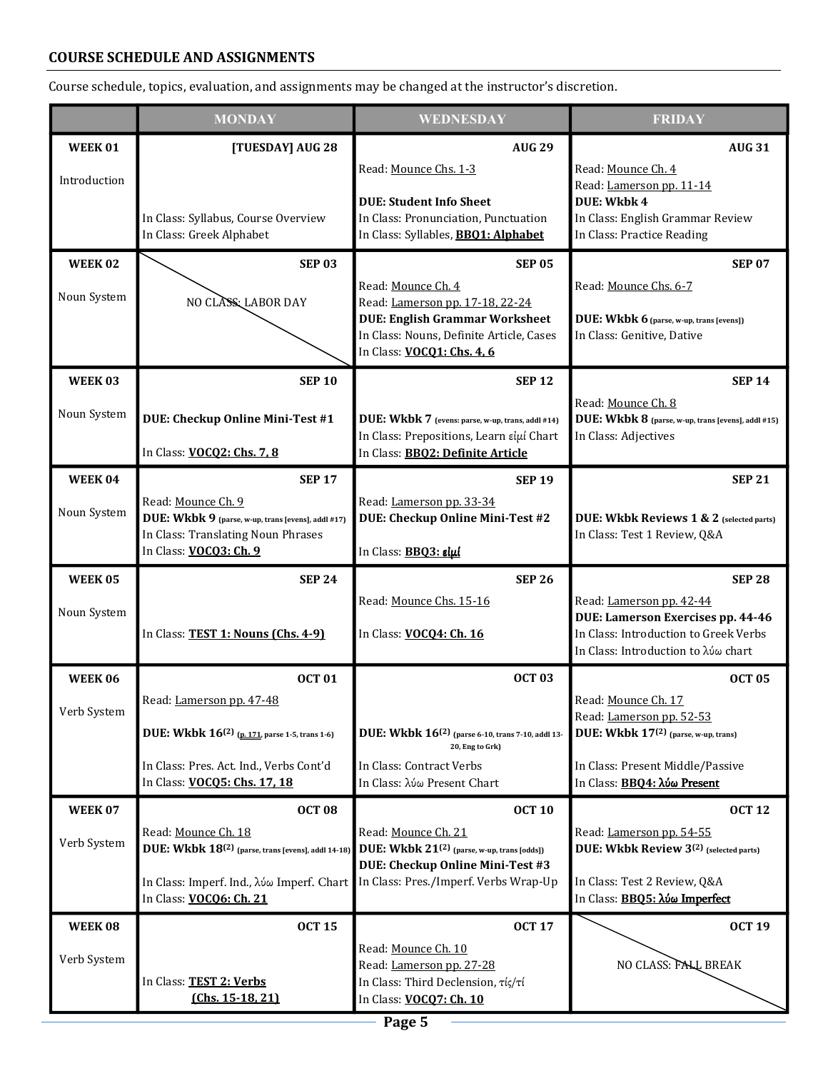## COURSE SCHEDULE AND ASSIGNMENTS

Course schedule, topics, evaluation, and assignments may be changed at the instructor's discretion.

| | MONDAY | WEDNESDAY | FRIDAY |
|---|---|---|---|
| **WEEK 01**<br>Introduction | **[TUESDAY] AUG 28**<br><br>In Class: Syllabus, Course Overview<br>In Class: Greek Alphabet | **AUG 29**<br>Read: Mounce Chs. 1-3<br>**DUE: Student Info Sheet**<br>In Class: Pronunciation, Punctuation<br>In Class: Syllables, **BBQ1: Alphabet** | **AUG 31**<br>Read: Mounce Ch. 4<br>Read: Lamerson pp. 11-14<br>**DUE: Wkbk 4**<br>In Class: English Grammar Review<br>In Class: Practice Reading |
| **WEEK 02**<br>Noun System | **SEP 03**<br>NO CLASS: LABOR DAY | **SEP 05**<br>Read: Mounce Ch. 4<br>Read: Lamerson pp. 17-18, 22-24<br>**DUE: English Grammar Worksheet**<br>In Class: Nouns, Definite Article, Cases<br>In Class: **VOCQ1: Chs. 4, 6** | **SEP 07**<br>Read: Mounce Chs. 6-7<br>**DUE: Wkbk 6** (parse, w-up, trans [evens])<br>In Class: Genitive, Dative |
| **WEEK 03**<br>Noun System | **SEP 10**<br>**DUE: Checkup Online Mini-Test #1**<br>In Class: **VOCQ2: Chs. 7, 8** | **SEP 12**<br>**DUE: Wkbk 7** (evens: parse, w-up, trans, addl #14)<br>In Class: Prepositions, Learn εἰμί Chart<br>In Class: **BBQ2: Definite Article** | **SEP 14**<br>Read: Mounce Ch. 8<br>**DUE: Wkbk 8** (parse, w-up, trans [evens], addl #15)<br>In Class: Adjectives |
| **WEEK 04**<br>Noun System | **SEP 17**<br>Read: Mounce Ch. 9<br>**DUE: Wkbk 9** (parse, w-up, trans [evens], addl #17)<br>In Class: Translating Noun Phrases<br>In Class: **VOCQ3: Ch. 9** | **SEP 19**<br>Read: Lamerson pp. 33-34<br>**DUE: Checkup Online Mini-Test #2**<br>In Class: **BBQ3: εἰμί** | **SEP 21**<br>**DUE: Wkbk Reviews 1 & 2** (selected parts)<br>In Class: Test 1 Review, Q&A |
| **WEEK 05**<br>Noun System | **SEP 24**<br>In Class: **TEST 1: Nouns (Chs. 4-9)** | **SEP 26**<br>Read: Mounce Chs. 15-16<br>In Class: **VOCQ4: Ch. 16** | **SEP 28**<br>Read: Lamerson pp. 42-44<br>**DUE: Lamerson Exercises pp. 44-46**<br>In Class: Introduction to Greek Verbs<br>In Class: Introduction to λύω chart |
| **WEEK 06**<br>Verb System | **OCT 01**<br>Read: Lamerson pp. 47-48<br>**DUE: Wkbk 16(2)** (p. 171, parse 1-5, trans 1-6)<br>In Class: Pres. Act. Ind., Verbs Cont'd<br>In Class: **VOCQ5: Chs. 17, 18** | **OCT 03**<br>**DUE: Wkbk 16(2)** (parse 6-10, trans 7-10, addl 13-20, Eng to Grk)<br>In Class: Contract Verbs<br>In Class: λύω Present Chart | **OCT 05**<br>Read: Mounce Ch. 17<br>Read: Lamerson pp. 52-53<br>**DUE: Wkbk 17(2)** (parse, w-up, trans)<br>In Class: Present Middle/Passive<br>In Class: **BBQ4: λύω Present** |
| **WEEK 07**<br>Verb System | **OCT 08**<br>Read: Mounce Ch. 18<br>**DUE: Wkbk 18(2)** (parse, trans [evens], addl 14-18)<br>In Class: Imperf. Ind., λύω Imperf. Chart<br>In Class: **VOCQ6: Ch. 21** | **OCT 10**<br>Read: Mounce Ch. 21<br>**DUE: Wkbk 21(2)** (parse, w-up, trans [odds])<br>**DUE: Checkup Online Mini-Test #3**<br>In Class: Pres./Imperf. Verbs Wrap-Up | **OCT 12**<br>Read: Lamerson pp. 54-55<br>**DUE: Wkbk Review 3(2)** (selected parts)<br>In Class: Test 2 Review, Q&A<br>In Class: **BBQ5: λύω Imperfect** |
| **WEEK 08**<br>Verb System | **OCT 15**<br>In Class: **TEST 2: Verbs (Chs. 15-18, 21)** | **OCT 17**<br>Read: Mounce Ch. 10<br>Read: Lamerson pp. 27-28<br>In Class: Third Declension, τίς/τί<br>In Class: **VOCQ7: Ch. 10** | **OCT 19**<br>NO CLASS: FALL BREAK |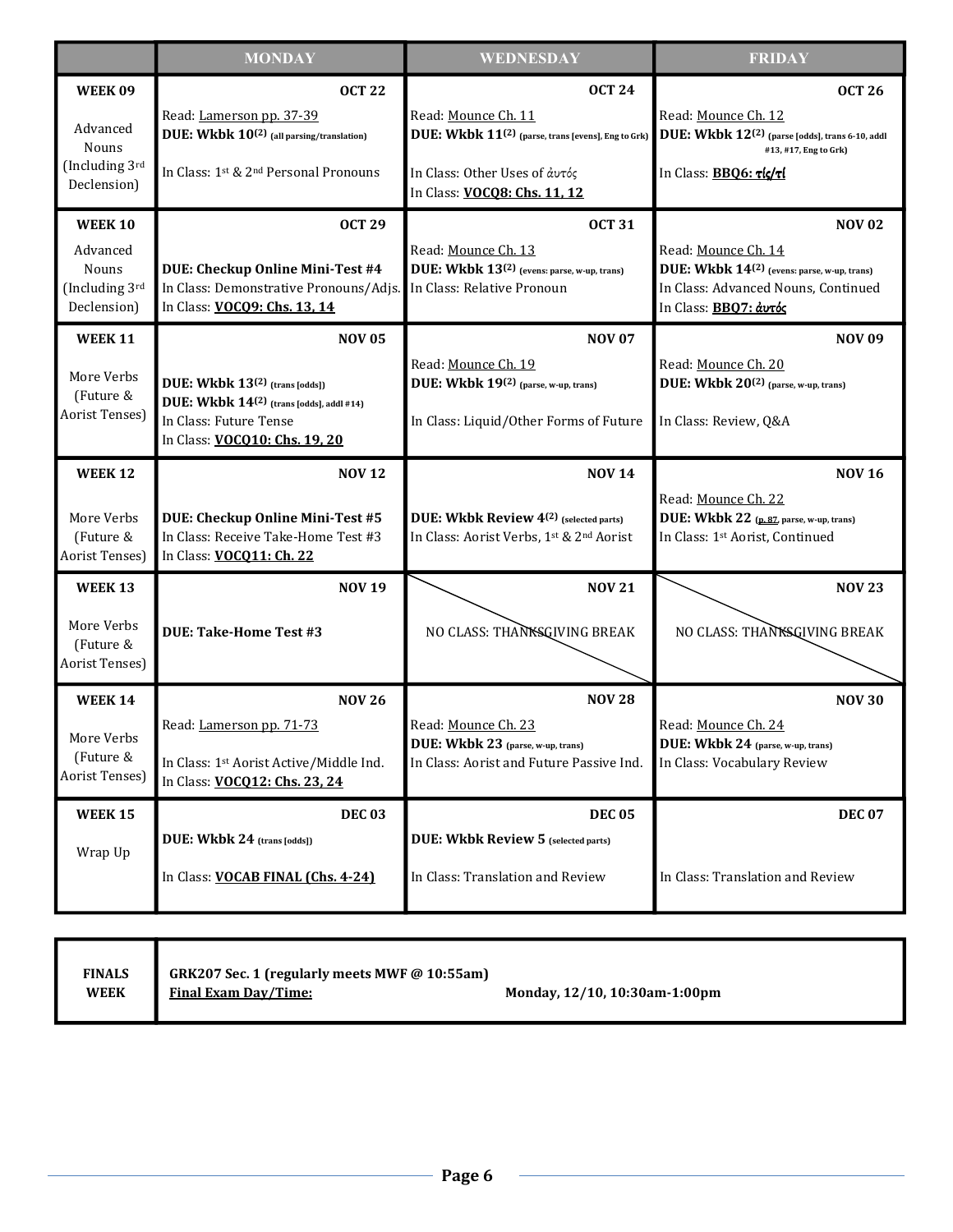| | MONDAY | WEDNESDAY | FRIDAY |
|---|---|---|---|
| **WEEK 09**<br>Advanced Nouns (Including 3rd Declension) | **OCT 22**<br>Read: Lamerson pp. 37-39<br>**DUE: Wkbk 10(2) (all parsing/translation)**<br>In Class: 1st & 2nd Personal Pronouns | **OCT 24**<br>Read: Mounce Ch. 11<br>**DUE: Wkbk 11(2) (parse, trans [evens], Eng to Grk)**<br>In Class: Other Uses of ἀυτός<br>In Class: **VOCQ8: Chs. 11, 12** | **OCT 26**<br>Read: Mounce Ch. 12<br>**DUE: Wkbk 12(2) (parse [odds], trans 6-10, addl #13, #17, Eng to Grk)**<br>In Class: **BBQ6: τίς/τί** |
| **WEEK 10**<br>Advanced Nouns (Including 3rd Declension) | **OCT 29**<br>**DUE: Checkup Online Mini-Test #4**<br>In Class: Demonstrative Pronouns/Adjs.<br>In Class: **VOCQ9: Chs. 13, 14** | **OCT 31**<br>Read: Mounce Ch. 13<br>**DUE: Wkbk 13(2) (evens: parse, w-up, trans)**<br>In Class: Relative Pronoun | **NOV 02**<br>Read: Mounce Ch. 14<br>**DUE: Wkbk 14(2) (evens: parse, w-up, trans)**<br>In Class: Advanced Nouns, Continued<br>In Class: **BBQ7: ἀυτός** |
| **WEEK 11**<br>More Verbs (Future & Aorist Tenses) | **NOV 05**<br>**DUE: Wkbk 13(2) (trans [odds])**<br>**DUE: Wkbk 14(2) (trans [odds], addl #14)**<br>In Class: Future Tense<br>In Class: **VOCQ10: Chs. 19, 20** | **NOV 07**<br>Read: Mounce Ch. 19<br>**DUE: Wkbk 19(2) (parse, w-up, trans)**<br>In Class: Liquid/Other Forms of Future | **NOV 09**<br>Read: Mounce Ch. 20<br>**DUE: Wkbk 20(2) (parse, w-up, trans)**<br>In Class: Review, Q&A |
| **WEEK 12**<br>More Verbs (Future & Aorist Tenses) | **NOV 12**<br>**DUE: Checkup Online Mini-Test #5**<br>In Class: Receive Take-Home Test #3<br>In Class: **VOCQ11: Ch. 22** | **NOV 14**<br>**DUE: Wkbk Review 4(2) (selected parts)**<br>In Class: Aorist Verbs, 1st & 2nd Aorist | **NOV 16**<br>Read: Mounce Ch. 22<br>**DUE: Wkbk 22 (p. 87, parse, w-up, trans)**<br>In Class: 1st Aorist, Continued |
| **WEEK 13**<br>More Verbs (Future & Aorist Tenses) | **NOV 19**<br>**DUE: Take-Home Test #3** | **NOV 21**<br>NO CLASS: THANKSGIVING BREAK | **NOV 23**<br>NO CLASS: THANKSGIVING BREAK |
| **WEEK 14**<br>More Verbs (Future & Aorist Tenses) | **NOV 26**<br>Read: Lamerson pp. 71-73<br>In Class: 1st Aorist Active/Middle Ind.<br>In Class: **VOCQ12: Chs. 23, 24** | **NOV 28**<br>Read: Mounce Ch. 23<br>**DUE: Wkbk 23 (parse, w-up, trans)**<br>In Class: Aorist and Future Passive Ind. | **NOV 30**<br>Read: Mounce Ch. 24<br>**DUE: Wkbk 24 (parse, w-up, trans)**<br>In Class: Vocabulary Review |
| **WEEK 15**<br>Wrap Up | **DEC 03**<br>**DUE: Wkbk 24 (trans [odds])**<br>In Class: **VOCAB FINAL (Chs. 4-24)** | **DEC 05**<br>**DUE: Wkbk Review 5 (selected parts)**<br>In Class: Translation and Review | **DEC 07**<br>In Class: Translation and Review |

| **FINALS WEEK** | **GRK207 Sec. 1 (regularly meets MWF @ 10:55am)**<br>**Final Exam Day/Time:** **Monday, 12/10, 10:30am-1:00pm** |
|---|---|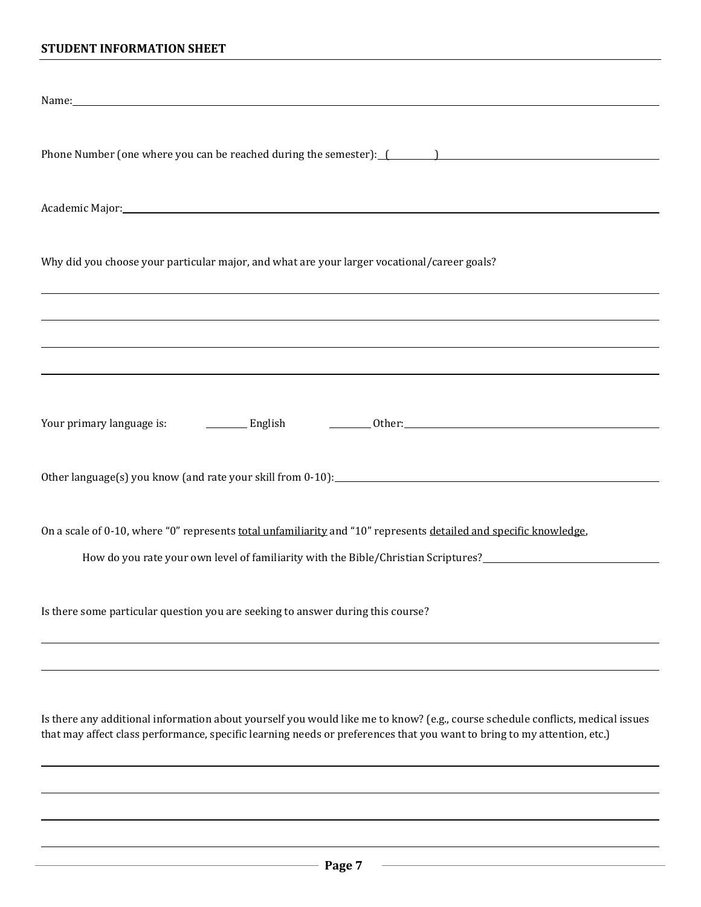**STUDENT INFORMATION SHEET**

Name: ____________________________________________________________

Phone Number (one where you can be reached during the semester): (________) ____________________

Academic Major: ____________________________________________________________

Why did you choose your particular major, and what are your larger vocational/career goals?

____________________________________________________________

____________________________________________________________

____________________________________________________________

____________________________________________________________

Your primary language is: ________ English ________ Other: ____________________

Other language(s) you know (and rate your skill from 0-10): ____________________

On a scale of 0-10, where "0" represents <u>total unfamiliarity</u> and "10" represents <u>detailed and specific knowledge</u>,

How do you rate your own level of familiarity with the Bible/Christian Scriptures? ____________________

Is there some particular question you are seeking to answer during this course?

____________________________________________________________

____________________________________________________________

Is there any additional information about yourself you would like me to know? (e.g., course schedule conflicts, medical issues that may affect class performance, specific learning needs or preferences that you want to bring to my attention, etc.)

____________________________________________________________

____________________________________________________________

____________________________________________________________

____________________________________________________________